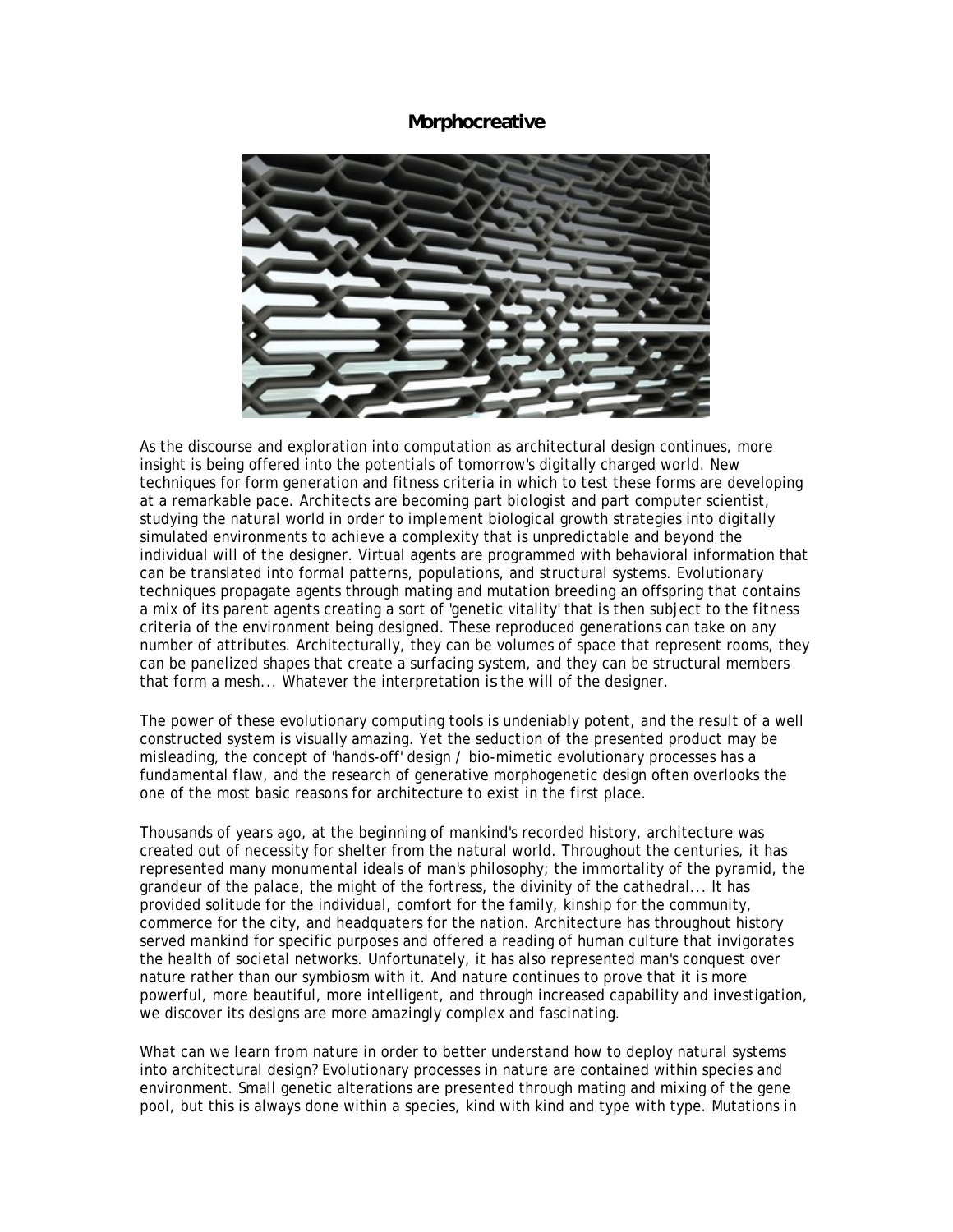# Morphocreative

As the discourse and exploration into computation as architectural design continues, more insight is being offered into the potentials of tomorrow's digitally charged world. New techniques for form generation and fitness criteria in which to test these forms are developing at a remarkable pace. Architects are becoming part biologist and part computer scientist, studying the natural world in order to implement biological growth strategies into digitally simulated environments to achieve a complexity that is unpredictable and beyond the individual will of the designer. Virtual agents are programmed with behavioral information that can be translated into formal patterns, populations, and structural systems. Evolutionary techniques propagate agents through mating and mutation breeding an offspring that contains a mix of its parent agents creating a sort of 'genetic vitality' that is then subject to the fitness criteria of the environment being designed. These reproduced generations can take on any number of attributes. Architecturally, they can be volumes of space that represent rooms, they can be panelized shapes that create a surfacing system, and they can be structural members that form a mesh... Whatever the interpretation is the will of the designer.

The power of these evolutionary computing tools is undeniably potent, and the result of a well constructed system is visually amazing. Yet the seduction of the presented product may be misleading, the concept of 'hands-off' design / bio-mimetic evolutionary processes has a fundamental flaw, and the research of generative morphogenetic design often overlooks the one of the most basic reasons for architecture to exist in the first place.

Thousands of years ago, at the beginning of mankind's recorded history, architecture was created out of necessity for shelter from the natural world. Throughout the centuries, it has represented many monumental ideals of man's philosophy; the immortality of the pyramid, the grandeur of the palace, the might of the fortress, the divinity of the cathedral... It has provided solitude for the individual, comfort for the family, kinship for the community, commerce for the city, and headquaters for the nation. Architecture has throughout history served mankind for specific purposes and offered a reading of human culture that invigorates the health of societal networks. Unfortunately, it has also represented man's conquest over nature rather than our symbiosm with it. And nature continues to prove that it is more powerful, more beautiful, more intelligent, and through increased capability and investigation, we discover its designs are more amazingly complex and fascinating.

What can we learn from nature in order to better understand how to deploy natural systems into architectural design? Evolutionary processes in nature are contained within species and environment. Small genetic alterations are presented through mating and mixing of the gene pool, but this is always done within a species, kind with kind and type with type. Mutations in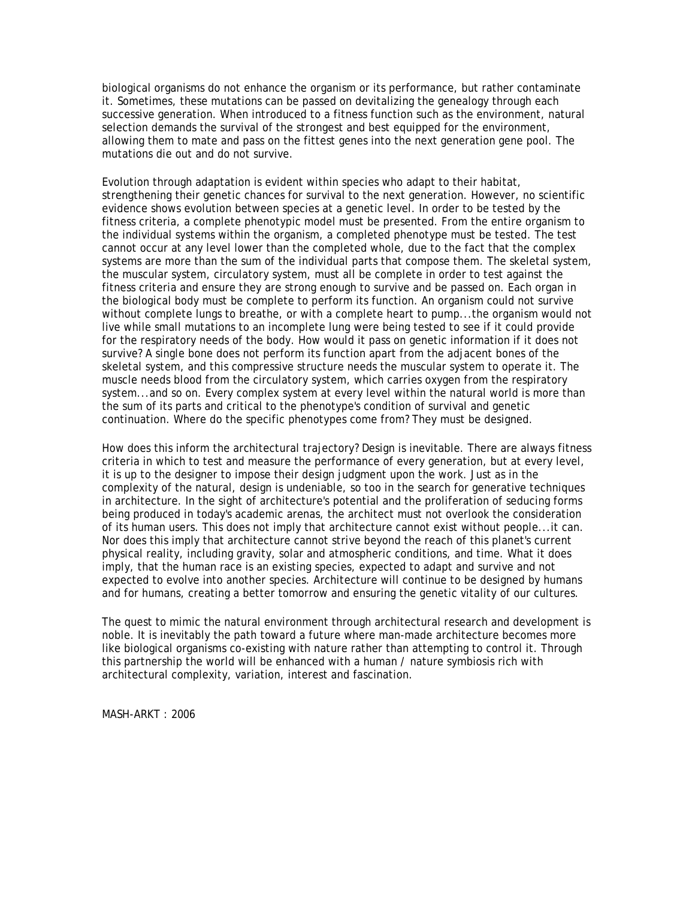biological organisms do not enhance the organism or its performance, but rather contaminate it. Sometimes, these mutations can be passed on devitalizing the genealogy through each successive generation. When introduced to a fitness function such as the environment, natural selection demands the survival of the strongest and best equipped for the environment, allowing them to mate and pass on the fittest genes into the next generation gene pool. The mutations die out and do not survive.

Evolution through adaptation is evident within species who adapt to their habitat, strengthening their genetic chances for survival to the next generation. However, no scientific evidence shows evolution between species at a genetic level. In order to be tested by the fitness criteria, a complete phenotypic model must be presented. From the entire organism to the individual systems within the organism, a completed phenotype must be tested. The test cannot occur at any level lower than the completed whole, due to the fact that the complex systems are more than the sum of the individual parts that compose them. The skeletal system, the muscular system, circulatory system, must all be complete in order to test against the fitness criteria and ensure they are strong enough to survive and be passed on. Each organ in the biological body must be complete to perform its function. An organism could not survive without complete lungs to breathe, or with a complete heart to pump...the organism would not live while small mutations to an incomplete lung were being tested to see if it could provide for the respiratory needs of the body. How would it pass on genetic information if it does not survive? A single bone does not perform its function apart from the adjacent bones of the skeletal system, and this compressive structure needs the muscular system to operate it. The muscle needs blood from the circulatory system, which carries oxygen from the respiratory system...and so on. Every complex system at every level within the natural world is more than the sum of its parts and critical to the phenotype's condition of survival and genetic continuation. Where do the specific phenotypes come from? They must be designed.

How does this inform the architectural trajectory? Design is inevitable. There are always fitness criteria in which to test and measure the performance of every generation, but at every level, it is up to the designer to impose their design judgment upon the work. Just as in the complexity of the natural, design is undeniable, so too in the search for generative techniques in architecture. In the sight of architecture's potential and the proliferation of seducing forms being produced in today's academic arenas, the architect must not overlook the consideration of its human users. This does not imply that architecture cannot exist without people...it can. Nor does this imply that architecture cannot strive beyond the reach of this planet's current physical reality, including gravity, solar and atmospheric conditions, and time. What it does imply, that the human race is an existing species, expected to adapt and survive and not expected to evolve into another species. Architecture will continue to be designed by humans and for humans, creating a better tomorrow and ensuring the genetic vitality of our cultures.

The quest to mimic the natural environment through architectural research and development is noble. It is inevitably the path toward a future where man-made architecture becomes more like biological organisms co-existing with nature rather than attempting to control it. Through this partnership the world will be enhanced with a human / nature symbiosis rich with architectural complexity, variation, interest and fascination.

MASH-ARKT : 2006